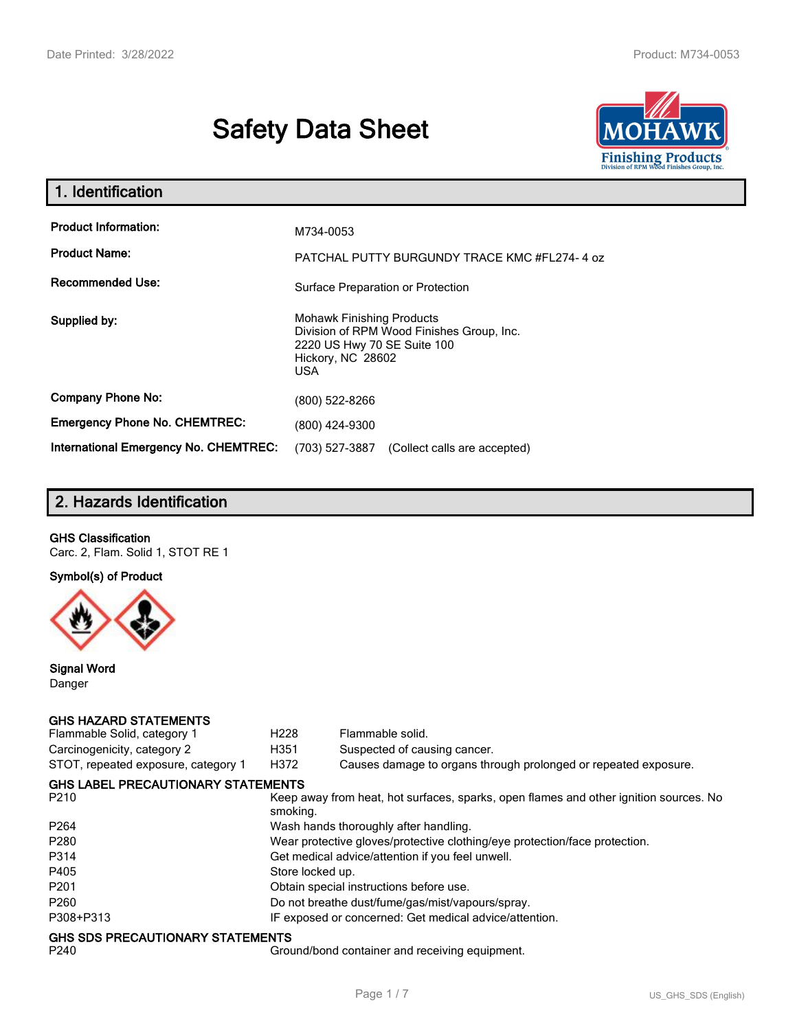# Safety Data Sheet

## 1. Identification

| | |
|---|---|
| **Product Information:** | M734-0053 |
| **Product Name:** | PATCHAL PUTTY BURGUNDY TRACE KMC #FL274- 4 oz |
| **Recommended Use:** | Surface Preparation or Protection |
| **Supplied by:** | Mohawk Finishing Products<br>Division of RPM Wood Finishes Group, Inc.<br>2220 US Hwy 70 SE Suite 100<br>Hickory, NC 28602<br>USA |
| **Company Phone No:** | (800) 522-8266 |
| **Emergency Phone No. CHEMTREC:** | (800) 424-9300 |
| **International Emergency No. CHEMTREC:** | (703) 527-3887 (Collect calls are accepted) |

## 2. Hazards Identification

**GHS Classification**

Carc. 2, Flam. Solid 1, STOT RE 1

**Symbol(s) of Product**

**Signal Word**

Danger

**GHS HAZARD STATEMENTS**

| | | |
|---|---|---|
| Flammable Solid, category 1 | H228 | Flammable solid. |
| Carcinogenicity, category 2 | H351 | Suspected of causing cancer. |
| STOT, repeated exposure, category 1 | H372 | Causes damage to organs through prolonged or repeated exposure. |

**GHS LABEL PRECAUTIONARY STATEMENTS**

| | |
|---|---|
| P210 | Keep away from heat, hot surfaces, sparks, open flames and other ignition sources. No smoking. |
| P264 | Wash hands thoroughly after handling. |
| P280 | Wear protective gloves/protective clothing/eye protection/face protection. |
| P314 | Get medical advice/attention if you feel unwell. |
| P405 | Store locked up. |
| P201 | Obtain special instructions before use. |
| P260 | Do not breathe dust/fume/gas/mist/vapours/spray. |
| P308+P313 | IF exposed or concerned: Get medical advice/attention. |

**GHS SDS PRECAUTIONARY STATEMENTS**

| | |
|---|---|
| P240 | Ground/bond container and receiving equipment. |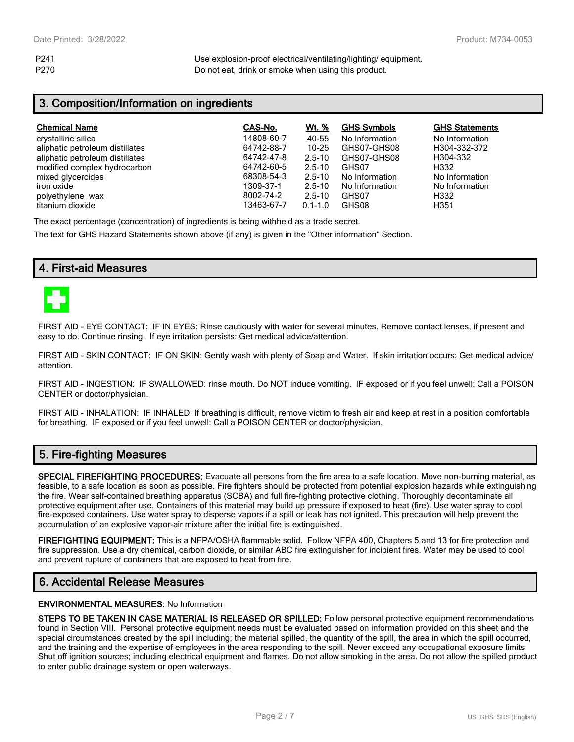| | |
|---|---|
| P241 | Use explosion-proof electrical/ventilating/lighting/ equipment. |
| P270 | Do not eat, drink or smoke when using this product. |

## 3. Composition/Information on ingredients

| Chemical Name | CAS-No. | Wt. % | GHS Symbols | GHS Statements |
|---|---|---|---|---|
| crystalline silica | 14808-60-7 | 40-55 | No Information | No Information |
| aliphatic petroleum distillates | 64742-88-7 | 10-25 | GHS07-GHS08 | H304-332-372 |
| aliphatic petroleum distillates | 64742-47-8 | 2.5-10 | GHS07-GHS08 | H304-332 |
| modified complex hydrocarbon | 64742-60-5 | 2.5-10 | GHS07 | H332 |
| mixed glycercides | 68308-54-3 | 2.5-10 | No Information | No Information |
| iron oxide | 1309-37-1 | 2.5-10 | No Information | No Information |
| polyethylene wax | 8002-74-2 | 2.5-10 | GHS07 | H332 |
| titanium dioxide | 13463-67-7 | 0.1-1.0 | GHS08 | H351 |

The exact percentage (concentration) of ingredients is being withheld as a trade secret.

The text for GHS Hazard Statements shown above (if any) is given in the "Other information" Section.

## 4. First-aid Measures

FIRST AID - EYE CONTACT: IF IN EYES: Rinse cautiously with water for several minutes. Remove contact lenses, if present and easy to do. Continue rinsing. If eye irritation persists: Get medical advice/attention.

FIRST AID - SKIN CONTACT: IF ON SKIN: Gently wash with plenty of Soap and Water. If skin irritation occurs: Get medical advice/ attention.

FIRST AID - INGESTION: IF SWALLOWED: rinse mouth. Do NOT induce vomiting. IF exposed or if you feel unwell: Call a POISON CENTER or doctor/physician.

FIRST AID - INHALATION: IF INHALED: If breathing is difficult, remove victim to fresh air and keep at rest in a position comfortable for breathing. IF exposed or if you feel unwell: Call a POISON CENTER or doctor/physician.

## 5. Fire-fighting Measures

**SPECIAL FIREFIGHTING PROCEDURES:** Evacuate all persons from the fire area to a safe location. Move non-burning material, as feasible, to a safe location as soon as possible. Fire fighters should be protected from potential explosion hazards while extinguishing the fire. Wear self-contained breathing apparatus (SCBA) and full fire-fighting protective clothing. Thoroughly decontaminate all protective equipment after use. Containers of this material may build up pressure if exposed to heat (fire). Use water spray to cool fire-exposed containers. Use water spray to disperse vapors if a spill or leak has not ignited. This precaution will help prevent the accumulation of an explosive vapor-air mixture after the initial fire is extinguished.

**FIREFIGHTING EQUIPMENT:** This is a NFPA/OSHA flammable solid. Follow NFPA 400, Chapters 5 and 13 for fire protection and fire suppression. Use a dry chemical, carbon dioxide, or similar ABC fire extinguisher for incipient fires. Water may be used to cool and prevent rupture of containers that are exposed to heat from fire.

## 6. Accidental Release Measures

**ENVIRONMENTAL MEASURES:** No Information

**STEPS TO BE TAKEN IN CASE MATERIAL IS RELEASED OR SPILLED:** Follow personal protective equipment recommendations found in Section VIII. Personal protective equipment needs must be evaluated based on information provided on this sheet and the special circumstances created by the spill including; the material spilled, the quantity of the spill, the area in which the spill occurred, and the training and the expertise of employees in the area responding to the spill. Never exceed any occupational exposure limits. Shut off ignition sources; including electrical equipment and flames. Do not allow smoking in the area. Do not allow the spilled product to enter public drainage system or open waterways.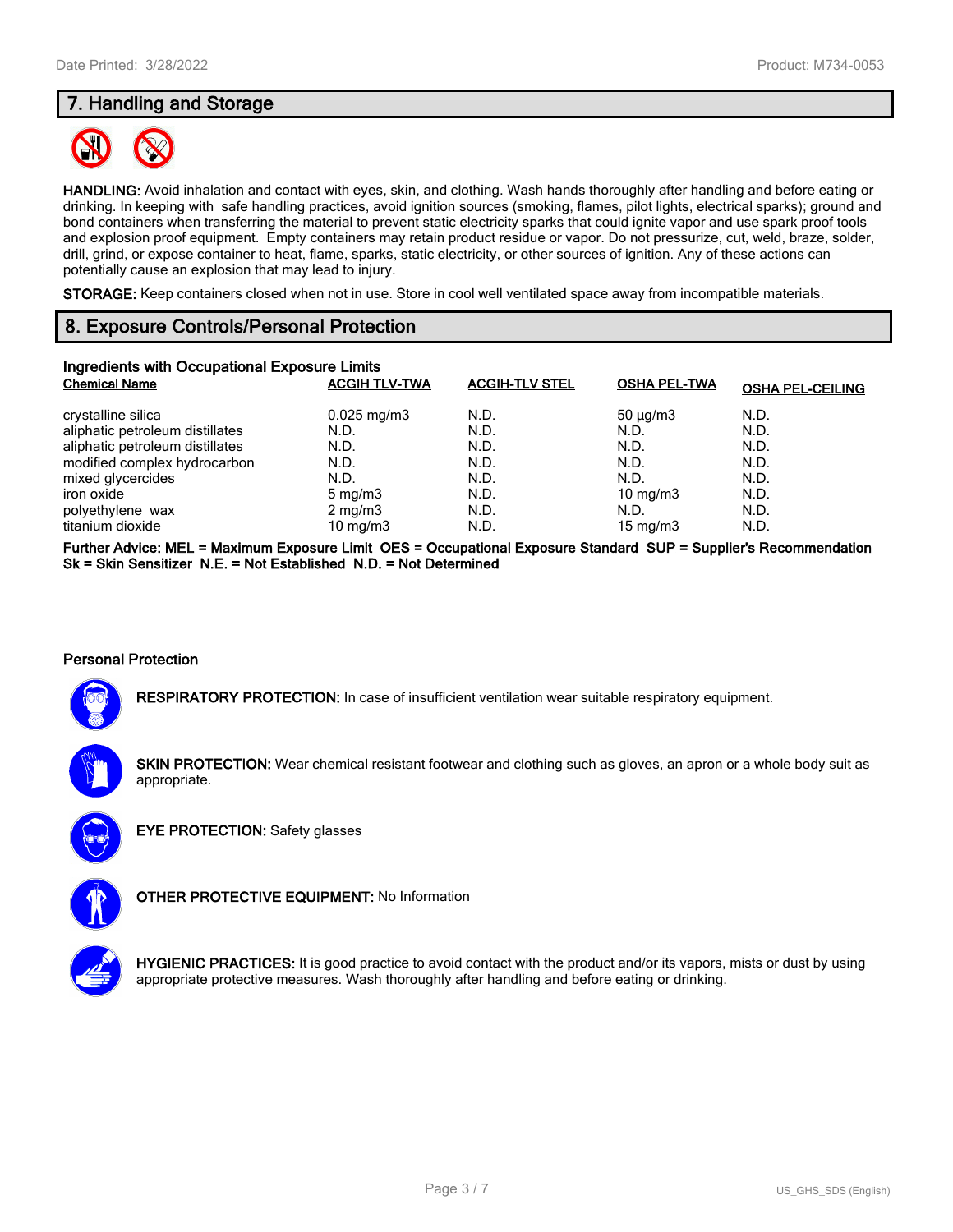## 7. Handling and Storage

**HANDLING:** Avoid inhalation and contact with eyes, skin, and clothing. Wash hands thoroughly after handling and before eating or drinking. In keeping with safe handling practices, avoid ignition sources (smoking, flames, pilot lights, electrical sparks); ground and bond containers when transferring the material to prevent static electricity sparks that could ignite vapor and use spark proof tools and explosion proof equipment. Empty containers may retain product residue or vapor. Do not pressurize, cut, weld, braze, solder, drill, grind, or expose container to heat, flame, sparks, static electricity, or other sources of ignition. Any of these actions can potentially cause an explosion that may lead to injury.

**STORAGE:** Keep containers closed when not in use. Store in cool well ventilated space away from incompatible materials.

## 8. Exposure Controls/Personal Protection

### Ingredients with Occupational Exposure Limits

| Chemical Name | ACGIH TLV-TWA | ACGIH-TLV STEL | OSHA PEL-TWA | OSHA PEL-CEILING |
|---|---|---|---|---|
| crystalline silica | 0.025 mg/m3 | N.D. | 50 µg/m3 | N.D. |
| aliphatic petroleum distillates | N.D. | N.D. | N.D. | N.D. |
| aliphatic petroleum distillates | N.D. | N.D. | N.D. | N.D. |
| modified complex hydrocarbon | N.D. | N.D. | N.D. | N.D. |
| mixed glycercides | N.D. | N.D. | N.D. | N.D. |
| iron oxide | 5 mg/m3 | N.D. | 10 mg/m3 | N.D. |
| polyethylene wax | 2 mg/m3 | N.D. | N.D. | N.D. |
| titanium dioxide | 10 mg/m3 | N.D. | 15 mg/m3 | N.D. |

**Further Advice: MEL = Maximum Exposure Limit OES = Occupational Exposure Standard SUP = Supplier's Recommendation Sk = Skin Sensitizer N.E. = Not Established N.D. = Not Determined**

### Personal Protection

**RESPIRATORY PROTECTION:** In case of insufficient ventilation wear suitable respiratory equipment.

**SKIN PROTECTION:** Wear chemical resistant footwear and clothing such as gloves, an apron or a whole body suit as appropriate.

**EYE PROTECTION:** Safety glasses

**OTHER PROTECTIVE EQUIPMENT:** No Information

**HYGIENIC PRACTICES:** It is good practice to avoid contact with the product and/or its vapors, mists or dust by using appropriate protective measures. Wash thoroughly after handling and before eating or drinking.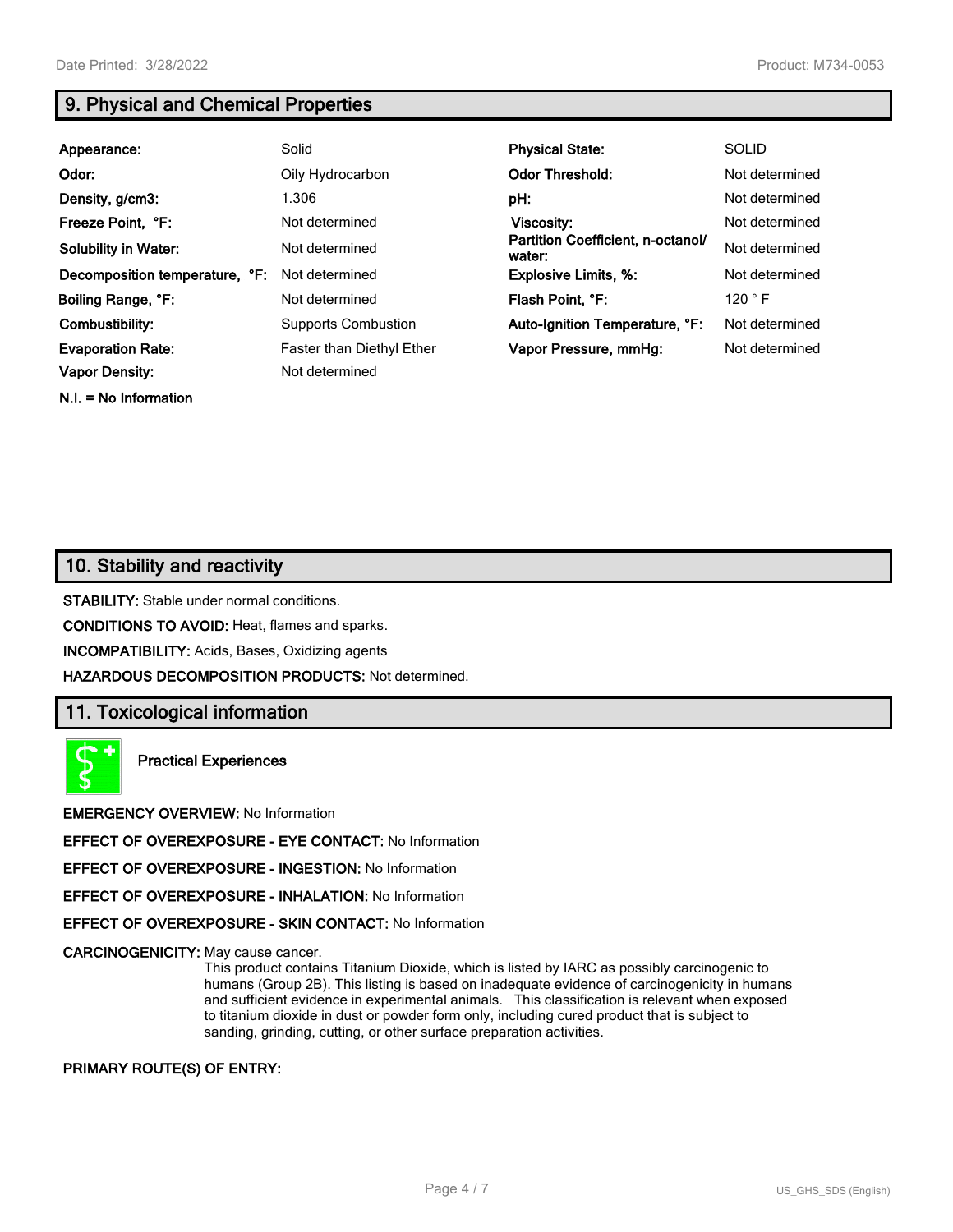## 9. Physical and Chemical Properties

| Appearance: | Solid | Physical State: | SOLID |
|---|---|---|---|
| Odor: | Oily Hydrocarbon | Odor Threshold: | Not determined |
| Density, g/cm3: | 1.306 | pH: | Not determined |
| Freeze Point, °F: | Not determined | Viscosity: | Not determined |
| Solubility in Water: | Not determined | Partition Coefficient, n-octanol/water: | Not determined |
| Decomposition temperature, °F: | Not determined | Explosive Limits, %: | Not determined |
| Boiling Range, °F: | Not determined | Flash Point, °F: | 120 ° F |
| Combustibility: | Supports Combustion | Auto-Ignition Temperature, °F: | Not determined |
| Evaporation Rate: | Faster than Diethyl Ether | Vapor Pressure, mmHg: | Not determined |
| Vapor Density: | Not determined | | |

**N.I. = No Information**

## 10. Stability and reactivity

**STABILITY:** Stable under normal conditions.

**CONDITIONS TO AVOID:** Heat, flames and sparks.

**INCOMPATIBILITY:** Acids, Bases, Oxidizing agents

**HAZARDOUS DECOMPOSITION PRODUCTS:** Not determined.

## 11. Toxicological information

**Practical Experiences**

**EMERGENCY OVERVIEW:** No Information

**EFFECT OF OVEREXPOSURE - EYE CONTACT:** No Information

**EFFECT OF OVEREXPOSURE - INGESTION:** No Information

**EFFECT OF OVEREXPOSURE - INHALATION:** No Information

**EFFECT OF OVEREXPOSURE - SKIN CONTACT:** No Information

**CARCINOGENICITY:** May cause cancer.
This product contains Titanium Dioxide, which is listed by IARC as possibly carcinogenic to humans (Group 2B). This listing is based on inadequate evidence of carcinogenicity in humans and sufficient evidence in experimental animals. This classification is relevant when exposed to titanium dioxide in dust or powder form only, including cured product that is subject to sanding, grinding, cutting, or other surface preparation activities.

**PRIMARY ROUTE(S) OF ENTRY:**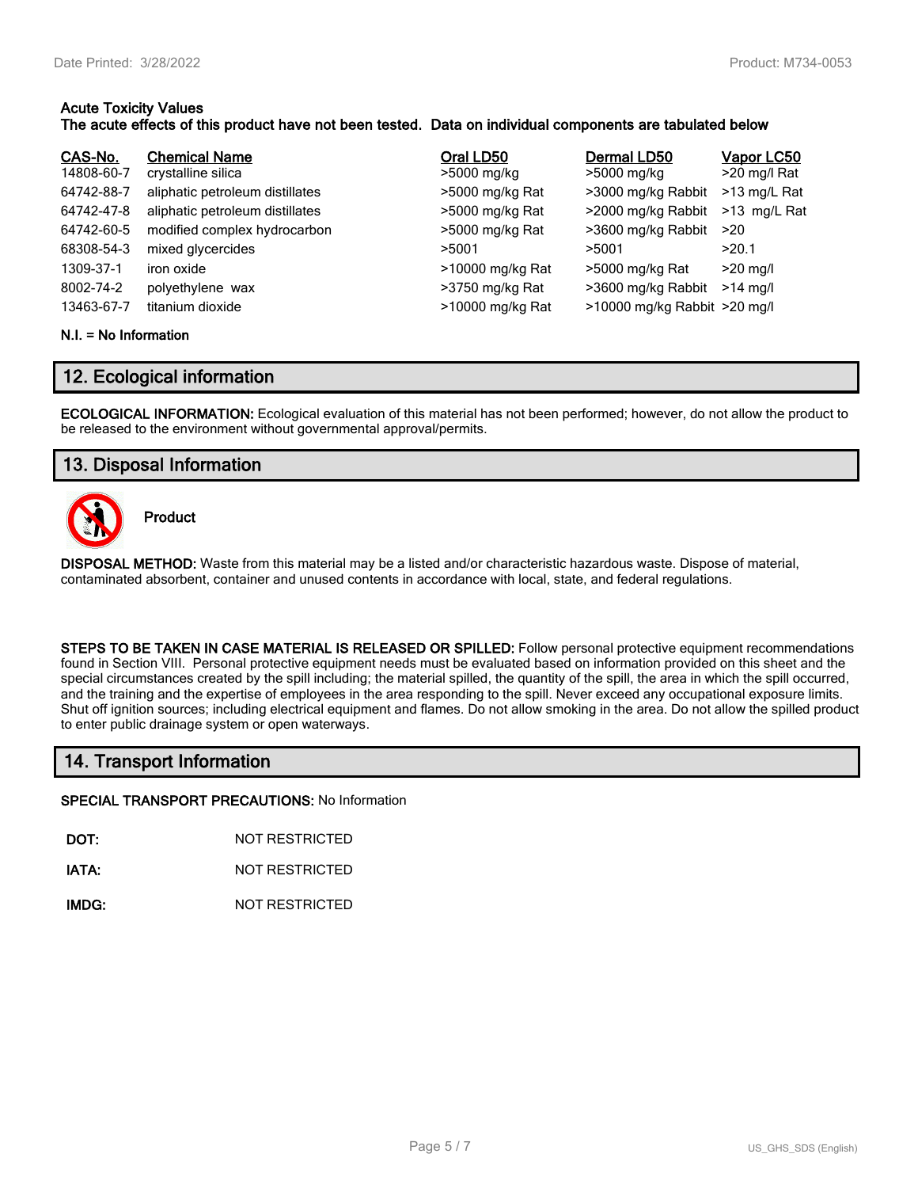**Acute Toxicity Values**
**The acute effects of this product have not been tested. Data on individual components are tabulated below**

| CAS-No. | Chemical Name | Oral LD50 | Dermal LD50 | Vapor LC50 |
|---|---|---|---|---|
| 14808-60-7 | crystalline silica | >5000 mg/kg | >5000 mg/kg | >20 mg/l Rat |
| 64742-88-7 | aliphatic petroleum distillates | >5000 mg/kg Rat | >3000 mg/kg Rabbit | >13 mg/L Rat |
| 64742-47-8 | aliphatic petroleum distillates | >5000 mg/kg Rat | >2000 mg/kg Rabbit | >13 mg/L Rat |
| 64742-60-5 | modified complex hydrocarbon | >5000 mg/kg Rat | >3600 mg/kg Rabbit | >20 |
| 68308-54-3 | mixed glycercides | >5001 | >5001 | >20.1 |
| 1309-37-1 | iron oxide | >10000 mg/kg Rat | >5000 mg/kg Rat | >20 mg/l |
| 8002-74-2 | polyethylene wax | >3750 mg/kg Rat | >3600 mg/kg Rabbit | >14 mg/l |
| 13463-67-7 | titanium dioxide | >10000 mg/kg Rat | >10000 mg/kg Rabbit | >20 mg/l |

**N.I. = No Information**

## 12. Ecological information

**ECOLOGICAL INFORMATION:** Ecological evaluation of this material has not been performed; however, do not allow the product to be released to the environment without governmental approval/permits.

## 13. Disposal Information

**Product**

**DISPOSAL METHOD:** Waste from this material may be a listed and/or characteristic hazardous waste. Dispose of material, contaminated absorbent, container and unused contents in accordance with local, state, and federal regulations.

**STEPS TO BE TAKEN IN CASE MATERIAL IS RELEASED OR SPILLED:** Follow personal protective equipment recommendations found in Section VIII. Personal protective equipment needs must be evaluated based on information provided on this sheet and the special circumstances created by the spill including; the material spilled, the quantity of the spill, the area in which the spill occurred, and the training and the expertise of employees in the area responding to the spill. Never exceed any occupational exposure limits. Shut off ignition sources; including electrical equipment and flames. Do not allow smoking in the area. Do not allow the spilled product to enter public drainage system or open waterways.

## 14. Transport Information

**SPECIAL TRANSPORT PRECAUTIONS:** No Information

**DOT:** NOT RESTRICTED

**IATA:** NOT RESTRICTED

**IMDG:** NOT RESTRICTED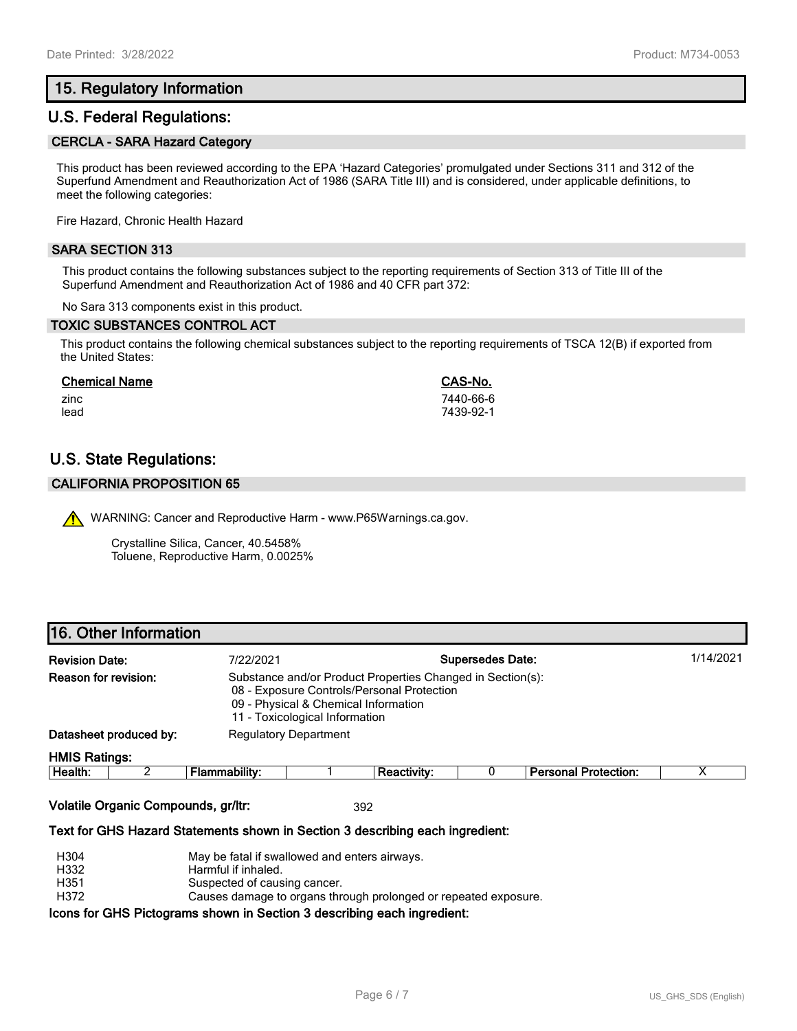## 15. Regulatory Information

## U.S. Federal Regulations:

### CERCLA - SARA Hazard Category

This product has been reviewed according to the EPA 'Hazard Categories' promulgated under Sections 311 and 312 of the Superfund Amendment and Reauthorization Act of 1986 (SARA Title III) and is considered, under applicable definitions, to meet the following categories:

Fire Hazard, Chronic Health Hazard

### SARA SECTION 313

This product contains the following substances subject to the reporting requirements of Section 313 of Title III of the Superfund Amendment and Reauthorization Act of 1986 and 40 CFR part 372:

No Sara 313 components exist in this product.

### TOXIC SUBSTANCES CONTROL ACT

This product contains the following chemical substances subject to the reporting requirements of TSCA 12(B) if exported from the United States:

| Chemical Name | CAS-No. |
|---|---|
| zinc | 7440-66-6 |
| lead | 7439-92-1 |

## U.S. State Regulations:

### CALIFORNIA PROPOSITION 65

WARNING: Cancer and Reproductive Harm - www.P65Warnings.ca.gov.

Crystalline Silica, Cancer, 40.5458%
Toluene, Reproductive Harm, 0.0025%

## 16. Other Information

**Revision Date:** 7/22/2021 **Supersedes Date:** 1/14/2021

**Reason for revision:** Substance and/or Product Properties Changed in Section(s):
08 - Exposure Controls/Personal Protection
09 - Physical & Chemical Information
11 - Toxicological Information

**Datasheet produced by:** Regulatory Department

**HMIS Ratings:**

| Health: | 2 | Flammability: | 1 | Reactivity: | 0 | Personal Protection: | X |
|---|---|---|---|---|---|---|---|

**Volatile Organic Compounds, gr/ltr:** 392

**Text for GHS Hazard Statements shown in Section 3 describing each ingredient:**

| | |
|---|---|
| H304 | May be fatal if swallowed and enters airways. |
| H332 | Harmful if inhaled. |
| H351 | Suspected of causing cancer. |
| H372 | Causes damage to organs through prolonged or repeated exposure. |

**Icons for GHS Pictograms shown in Section 3 describing each ingredient:**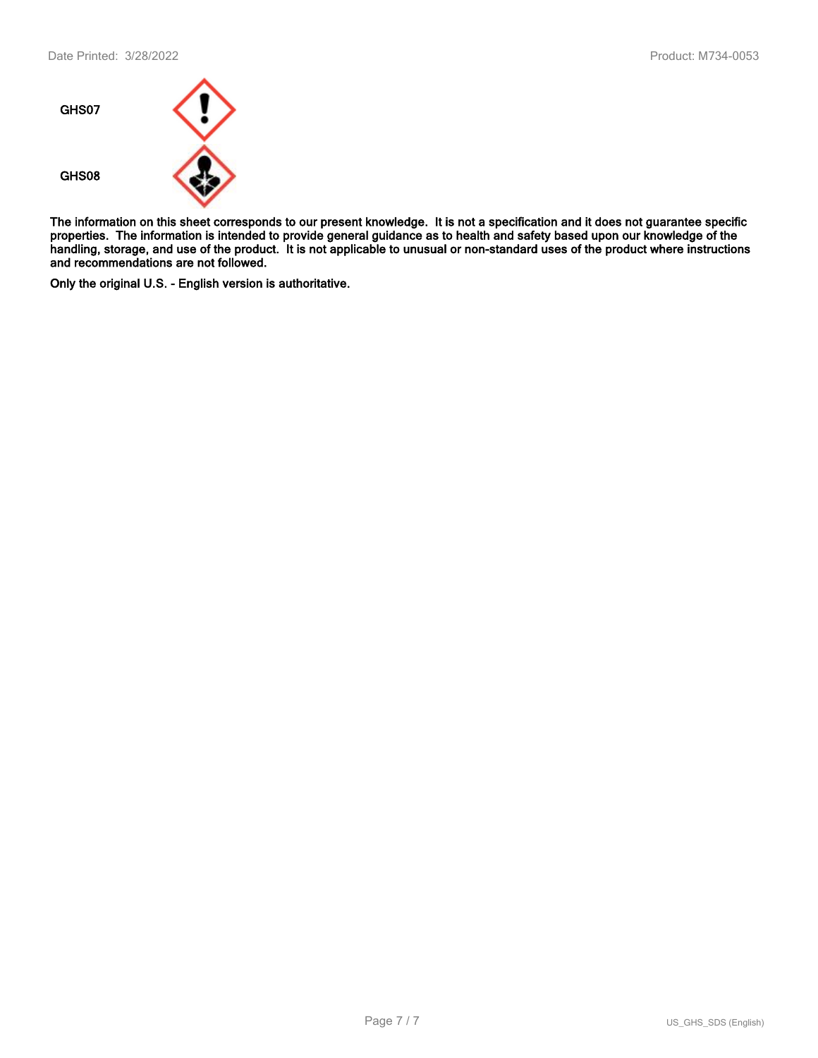GHS07

GHS08

**The information on this sheet corresponds to our present knowledge. It is not a specification and it does not guarantee specific properties. The information is intended to provide general guidance as to health and safety based upon our knowledge of the handling, storage, and use of the product. It is not applicable to unusual or non-standard uses of the product where instructions and recommendations are not followed.**

**Only the original U.S. - English version is authoritative.**